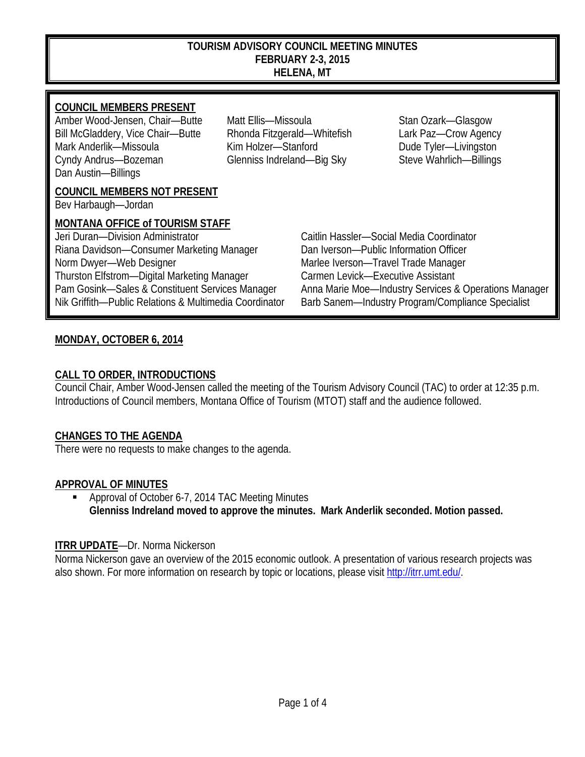# TOURISM ADVISORY COUNCIL MEETING MINUTES
## FEBRUARY 2-3, 2015
## HELENA, MT

**COUNCIL MEMBERS PRESENT**

Amber Wood-Jensen, Chair—Butte
Bill McGladdery, Vice Chair—Butte
Mark Anderlik—Missoula
Cyndy Andrus—Bozeman
Dan Austin—Billings
Matt Ellis—Missoula
Rhonda Fitzgerald—Whitefish
Kim Holzer—Stanford
Glenniss Indreland—Big Sky
Stan Ozark—Glasgow
Lark Paz—Crow Agency
Dude Tyler—Livingston
Steve Wahrlich—Billings

**COUNCIL MEMBERS NOT PRESENT**

Bev Harbaugh—Jordan

**MONTANA OFFICE of TOURISM STAFF**

Jeri Duran—Division Administrator
Riana Davidson—Consumer Marketing Manager
Norm Dwyer—Web Designer
Thurston Elfstrom—Digital Marketing Manager
Pam Gosink—Sales & Constituent Services Manager
Nik Griffith—Public Relations & Multimedia Coordinator
Caitlin Hassler—Social Media Coordinator
Dan Iverson—Public Information Officer
Marlee Iverson—Travel Trade Manager
Carmen Levick—Executive Assistant
Anna Marie Moe—Industry Services & Operations Manager
Barb Sanem—Industry Program/Compliance Specialist

**MONDAY, OCTOBER 6, 2014**

**CALL TO ORDER, INTRODUCTIONS**

Council Chair, Amber Wood-Jensen called the meeting of the Tourism Advisory Council (TAC) to order at 12:35 p.m. Introductions of Council members, Montana Office of Tourism (MTOT) staff and the audience followed.

**CHANGES TO THE AGENDA**

There were no requests to make changes to the agenda.

**APPROVAL OF MINUTES**

- Approval of October 6-7, 2014 TAC Meeting Minutes
  **Glenniss Indreland moved to approve the minutes. Mark Anderlik seconded. Motion passed.**

**ITRR UPDATE**—Dr. Norma Nickerson

Norma Nickerson gave an overview of the 2015 economic outlook. A presentation of various research projects was also shown. For more information on research by topic or locations, please visit http://itrr.umt.edu/.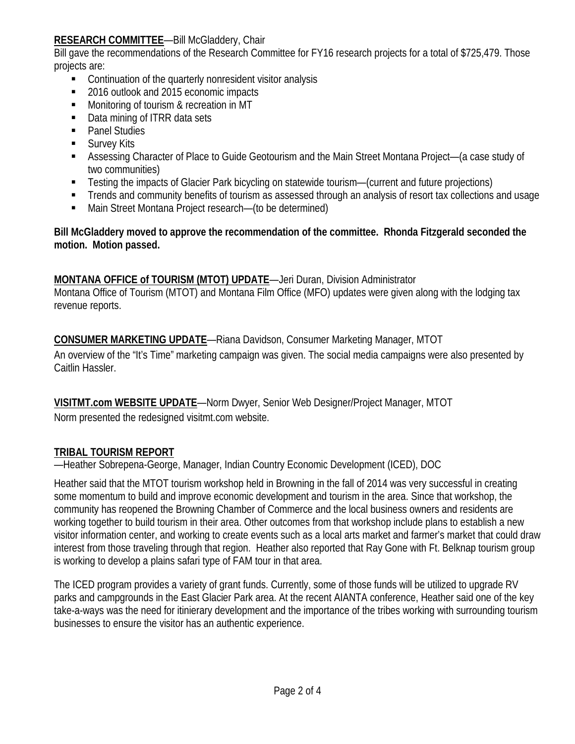**<u>RESEARCH COMMITTEE</u>**—Bill McGladdery, Chair

Bill gave the recommendations of the Research Committee for FY16 research projects for a total of $725,479. Those projects are:

- Continuation of the quarterly nonresident visitor analysis
- 2016 outlook and 2015 economic impacts
- Monitoring of tourism & recreation in MT
- Data mining of ITRR data sets
- Panel Studies
- Survey Kits
- Assessing Character of Place to Guide Geotourism and the Main Street Montana Project—(a case study of two communities)
- Testing the impacts of Glacier Park bicycling on statewide tourism—(current and future projections)
- Trends and community benefits of tourism as assessed through an analysis of resort tax collections and usage
- Main Street Montana Project research—(to be determined)

**Bill McGladdery moved to approve the recommendation of the committee. Rhonda Fitzgerald seconded the motion. Motion passed.**

**<u>MONTANA OFFICE of TOURISM (MTOT) UPDATE</u>**—Jeri Duran, Division Administrator

Montana Office of Tourism (MTOT) and Montana Film Office (MFO) updates were given along with the lodging tax revenue reports.

**<u>CONSUMER MARKETING UPDATE</u>**—Riana Davidson, Consumer Marketing Manager, MTOT

An overview of the "It's Time" marketing campaign was given. The social media campaigns were also presented by Caitlin Hassler.

**<u>VISITMT.com WEBSITE UPDATE</u>**—Norm Dwyer, Senior Web Designer/Project Manager, MTOT

Norm presented the redesigned visitmt.com website.

**<u>TRIBAL TOURISM REPORT</u>**

—Heather Sobrepena-George, Manager, Indian Country Economic Development (ICED), DOC

Heather said that the MTOT tourism workshop held in Browning in the fall of 2014 was very successful in creating some momentum to build and improve economic development and tourism in the area. Since that workshop, the community has reopened the Browning Chamber of Commerce and the local business owners and residents are working together to build tourism in their area. Other outcomes from that workshop include plans to establish a new visitor information center, and working to create events such as a local arts market and farmer's market that could draw interest from those traveling through that region. Heather also reported that Ray Gone with Ft. Belknap tourism group is working to develop a plains safari type of FAM tour in that area.

The ICED program provides a variety of grant funds. Currently, some of those funds will be utilized to upgrade RV parks and campgrounds in the East Glacier Park area. At the recent AIANTA conference, Heather said one of the key take-a-ways was the need for itinierary development and the importance of the tribes working with surrounding tourism businesses to ensure the visitor has an authentic experience.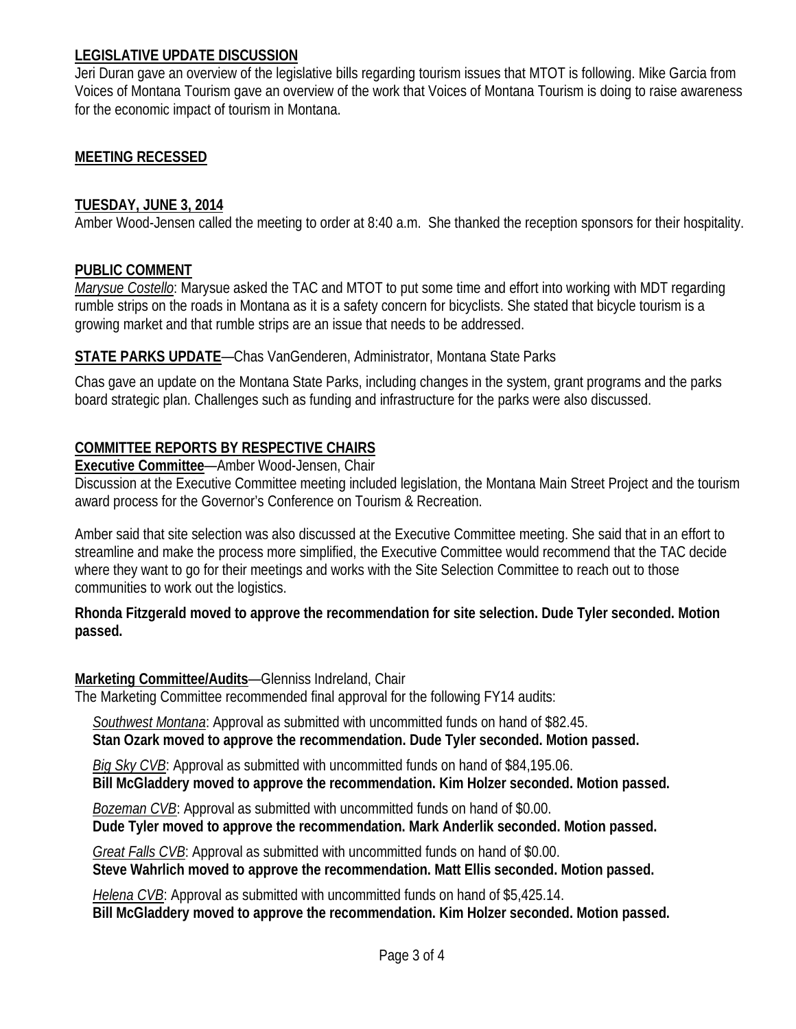**LEGISLATIVE UPDATE DISCUSSION**

Jeri Duran gave an overview of the legislative bills regarding tourism issues that MTOT is following. Mike Garcia from Voices of Montana Tourism gave an overview of the work that Voices of Montana Tourism is doing to raise awareness for the economic impact of tourism in Montana.

**MEETING RECESSED**

**TUESDAY, JUNE 3, 2014**

Amber Wood-Jensen called the meeting to order at 8:40 a.m. She thanked the reception sponsors for their hospitality.

**PUBLIC COMMENT**

*Marysue Costello*: Marysue asked the TAC and MTOT to put some time and effort into working with MDT regarding rumble strips on the roads in Montana as it is a safety concern for bicyclists. She stated that bicycle tourism is a growing market and that rumble strips are an issue that needs to be addressed.

**STATE PARKS UPDATE**—Chas VanGenderen, Administrator, Montana State Parks

Chas gave an update on the Montana State Parks, including changes in the system, grant programs and the parks board strategic plan. Challenges such as funding and infrastructure for the parks were also discussed.

**COMMITTEE REPORTS BY RESPECTIVE CHAIRS**

**Executive Committee**—Amber Wood-Jensen, Chair

Discussion at the Executive Committee meeting included legislation, the Montana Main Street Project and the tourism award process for the Governor's Conference on Tourism & Recreation.

Amber said that site selection was also discussed at the Executive Committee meeting. She said that in an effort to streamline and make the process more simplified, the Executive Committee would recommend that the TAC decide where they want to go for their meetings and works with the Site Selection Committee to reach out to those communities to work out the logistics.

**Rhonda Fitzgerald moved to approve the recommendation for site selection. Dude Tyler seconded. Motion passed.**

**Marketing Committee/Audits**—Glenniss Indreland, Chair

The Marketing Committee recommended final approval for the following FY14 audits:

*Southwest Montana*: Approval as submitted with uncommitted funds on hand of $82.45.
**Stan Ozark moved to approve the recommendation. Dude Tyler seconded. Motion passed.**

*Big Sky CVB*: Approval as submitted with uncommitted funds on hand of $84,195.06.
**Bill McGladdery moved to approve the recommendation. Kim Holzer seconded. Motion passed.**

*Bozeman CVB*: Approval as submitted with uncommitted funds on hand of $0.00.
**Dude Tyler moved to approve the recommendation. Mark Anderlik seconded. Motion passed.**

*Great Falls CVB*: Approval as submitted with uncommitted funds on hand of $0.00.
**Steve Wahrlich moved to approve the recommendation. Matt Ellis seconded. Motion passed.**

*Helena CVB*: Approval as submitted with uncommitted funds on hand of $5,425.14.
**Bill McGladdery moved to approve the recommendation. Kim Holzer seconded. Motion passed.**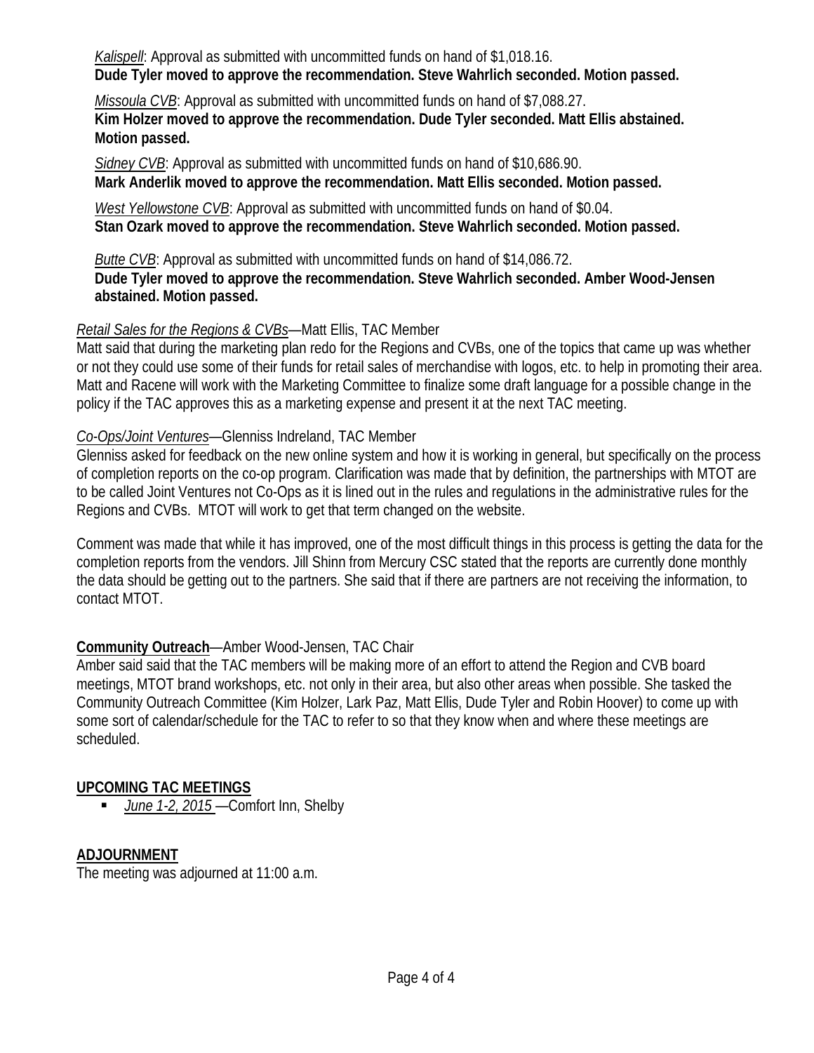*Kalispell*: Approval as submitted with uncommitted funds on hand of $1,018.16.
**Dude Tyler moved to approve the recommendation. Steve Wahrlich seconded. Motion passed.**

*Missoula CVB*: Approval as submitted with uncommitted funds on hand of $7,088.27.
**Kim Holzer moved to approve the recommendation. Dude Tyler seconded. Matt Ellis abstained. Motion passed.**

*Sidney CVB*: Approval as submitted with uncommitted funds on hand of $10,686.90.
**Mark Anderlik moved to approve the recommendation. Matt Ellis seconded. Motion passed.**

*West Yellowstone CVB*: Approval as submitted with uncommitted funds on hand of $0.04.
**Stan Ozark moved to approve the recommendation. Steve Wahrlich seconded. Motion passed.**

*Butte CVB*: Approval as submitted with uncommitted funds on hand of $14,086.72.
**Dude Tyler moved to approve the recommendation. Steve Wahrlich seconded. Amber Wood-Jensen abstained. Motion passed.**

*Retail Sales for the Regions & CVBs*—Matt Ellis, TAC Member
Matt said that during the marketing plan redo for the Regions and CVBs, one of the topics that came up was whether or not they could use some of their funds for retail sales of merchandise with logos, etc. to help in promoting their area. Matt and Racene will work with the Marketing Committee to finalize some draft language for a possible change in the policy if the TAC approves this as a marketing expense and present it at the next TAC meeting.

*Co-Ops/Joint Ventures*—Glenniss Indreland, TAC Member
Glenniss asked for feedback on the new online system and how it is working in general, but specifically on the process of completion reports on the co-op program. Clarification was made that by definition, the partnerships with MTOT are to be called Joint Ventures not Co-Ops as it is lined out in the rules and regulations in the administrative rules for the Regions and CVBs. MTOT will work to get that term changed on the website.

Comment was made that while it has improved, one of the most difficult things in this process is getting the data for the completion reports from the vendors. Jill Shinn from Mercury CSC stated that the reports are currently done monthly the data should be getting out to the partners. She said that if there are partners are not receiving the information, to contact MTOT.

**Community Outreach**—Amber Wood-Jensen, TAC Chair
Amber said said that the TAC members will be making more of an effort to attend the Region and CVB board meetings, MTOT brand workshops, etc. not only in their area, but also other areas when possible. She tasked the Community Outreach Committee (Kim Holzer, Lark Paz, Matt Ellis, Dude Tyler and Robin Hoover) to come up with some sort of calendar/schedule for the TAC to refer to so that they know when and where these meetings are scheduled.

## UPCOMING TAC MEETINGS

- *June 1-2, 2015* —Comfort Inn, Shelby

## ADJOURNMENT

The meeting was adjourned at 11:00 a.m.